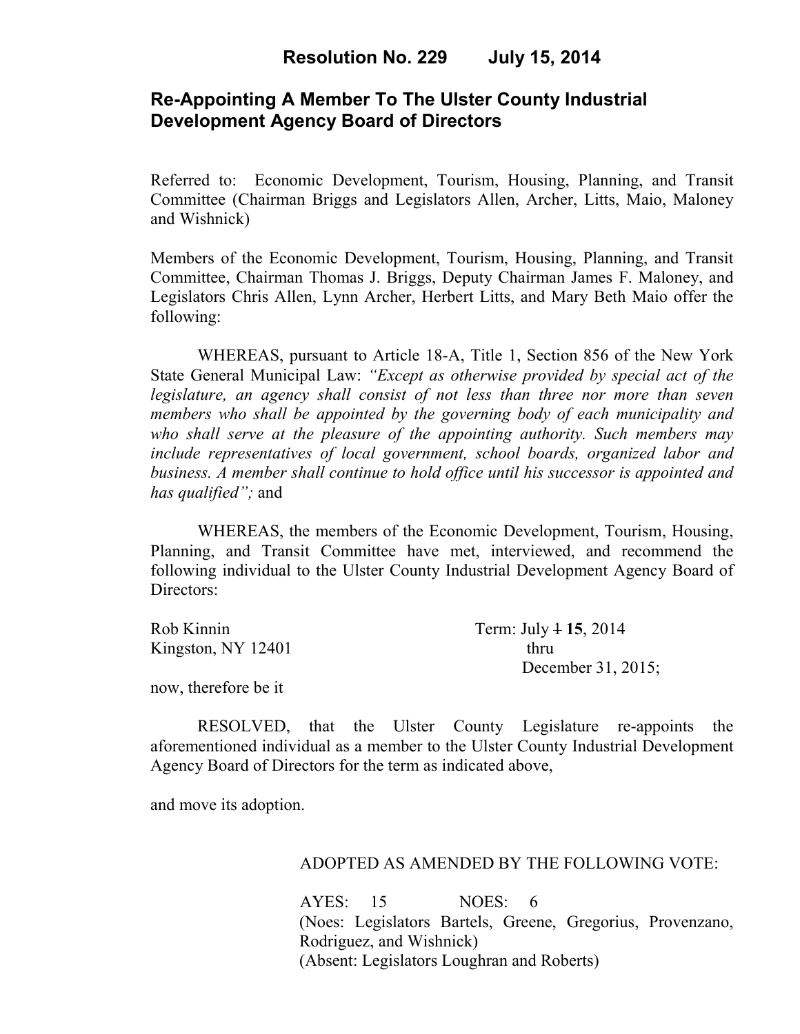# Resolution No. 229 July 15, 2014

## Re-Appointing A Member To The Ulster County Industrial Development Agency Board of Directors

Referred to: Economic Development, Tourism, Housing, Planning, and Transit Committee (Chairman Briggs and Legislators Allen, Archer, Litts, Maio, Maloney and Wishnick)

Members of the Economic Development, Tourism, Housing, Planning, and Transit Committee, Chairman Thomas J. Briggs, Deputy Chairman James F. Maloney, and Legislators Chris Allen, Lynn Archer, Herbert Litts, and Mary Beth Maio offer the following:

WHEREAS, pursuant to Article 18-A, Title 1, Section 856 of the New York State General Municipal Law: *"Except as otherwise provided by special act of the legislature, an agency shall consist of not less than three nor more than seven members who shall be appointed by the governing body of each municipality and who shall serve at the pleasure of the appointing authority. Such members may include representatives of local government, school boards, organized labor and business. A member shall continue to hold office until his successor is appointed and has qualified";* and

WHEREAS, the members of the Economic Development, Tourism, Housing, Planning, and Transit Committee have met, interviewed, and recommend the following individual to the Ulster County Industrial Development Agency Board of Directors:

Rob Kinnin
Kingston, NY 12401

Term: July ~~1~~ **15**, 2014 thru December 31, 2015;

now, therefore be it

RESOLVED, that the Ulster County Legislature re-appoints the aforementioned individual as a member to the Ulster County Industrial Development Agency Board of Directors for the term as indicated above,

and move its adoption.

ADOPTED AS AMENDED BY THE FOLLOWING VOTE:

AYES: 15 NOES: 6
(Noes: Legislators Bartels, Greene, Gregorius, Provenzano, Rodriguez, and Wishnick)
(Absent: Legislators Loughran and Roberts)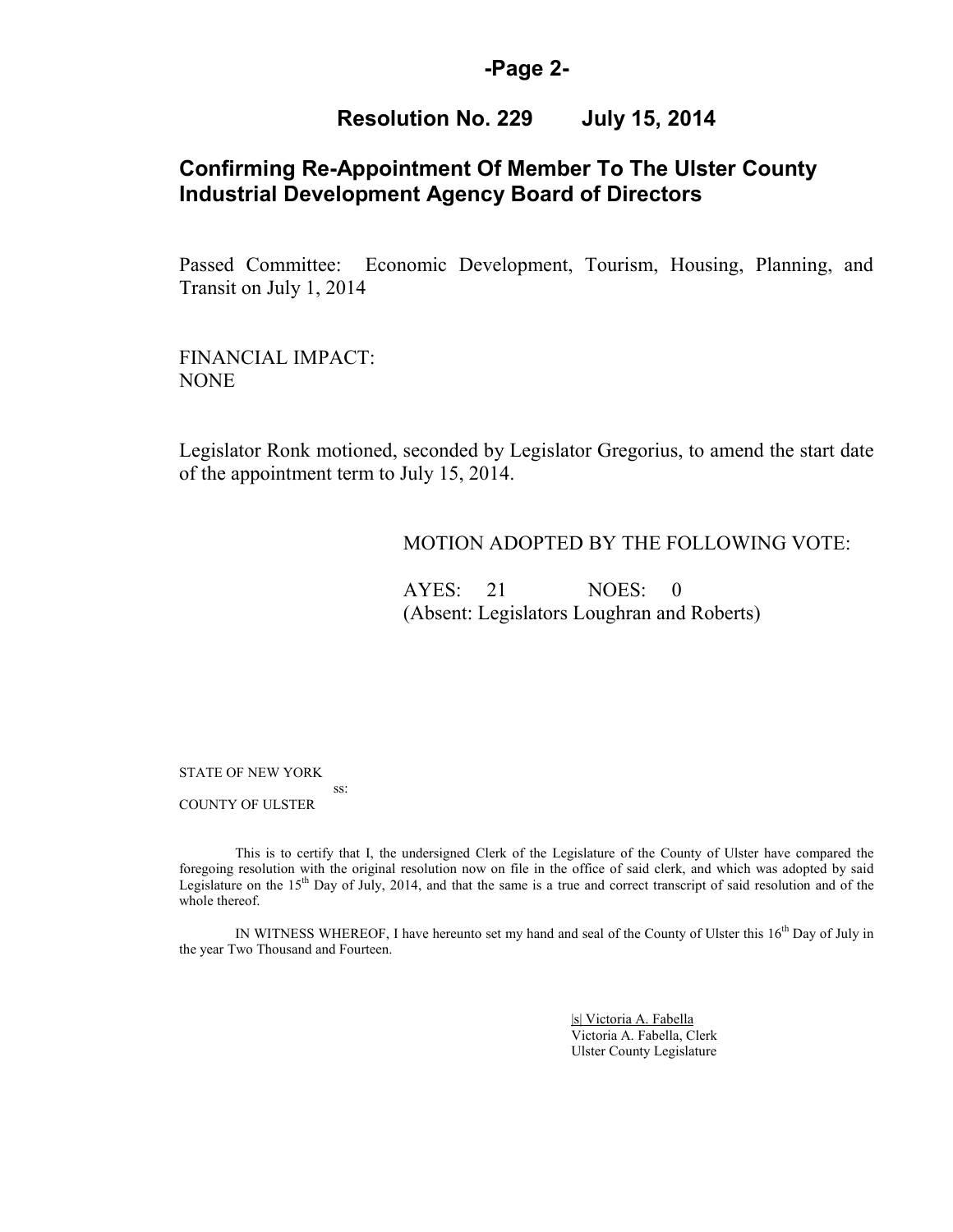## Resolution No. 229 July 15, 2014

## Confirming Re-Appointment Of Member To The Ulster County Industrial Development Agency Board of Directors

Passed Committee: Economic Development, Tourism, Housing, Planning, and Transit on July 1, 2014

FINANCIAL IMPACT:
NONE

Legislator Ronk motioned, seconded by Legislator Gregorius, to amend the start date of the appointment term to July 15, 2014.

MOTION ADOPTED BY THE FOLLOWING VOTE:

AYES: 21 NOES: 0
(Absent: Legislators Loughran and Roberts)

STATE OF NEW YORK
ss:
COUNTY OF ULSTER

This is to certify that I, the undersigned Clerk of the Legislature of the County of Ulster have compared the foregoing resolution with the original resolution now on file in the office of said clerk, and which was adopted by said Legislature on the 15th Day of July, 2014, and that the same is a true and correct transcript of said resolution and of the whole thereof.

IN WITNESS WHEREOF, I have hereunto set my hand and seal of the County of Ulster this 16th Day of July in the year Two Thousand and Fourteen.

|s| Victoria A. Fabella
Victoria A. Fabella, Clerk
Ulster County Legislature